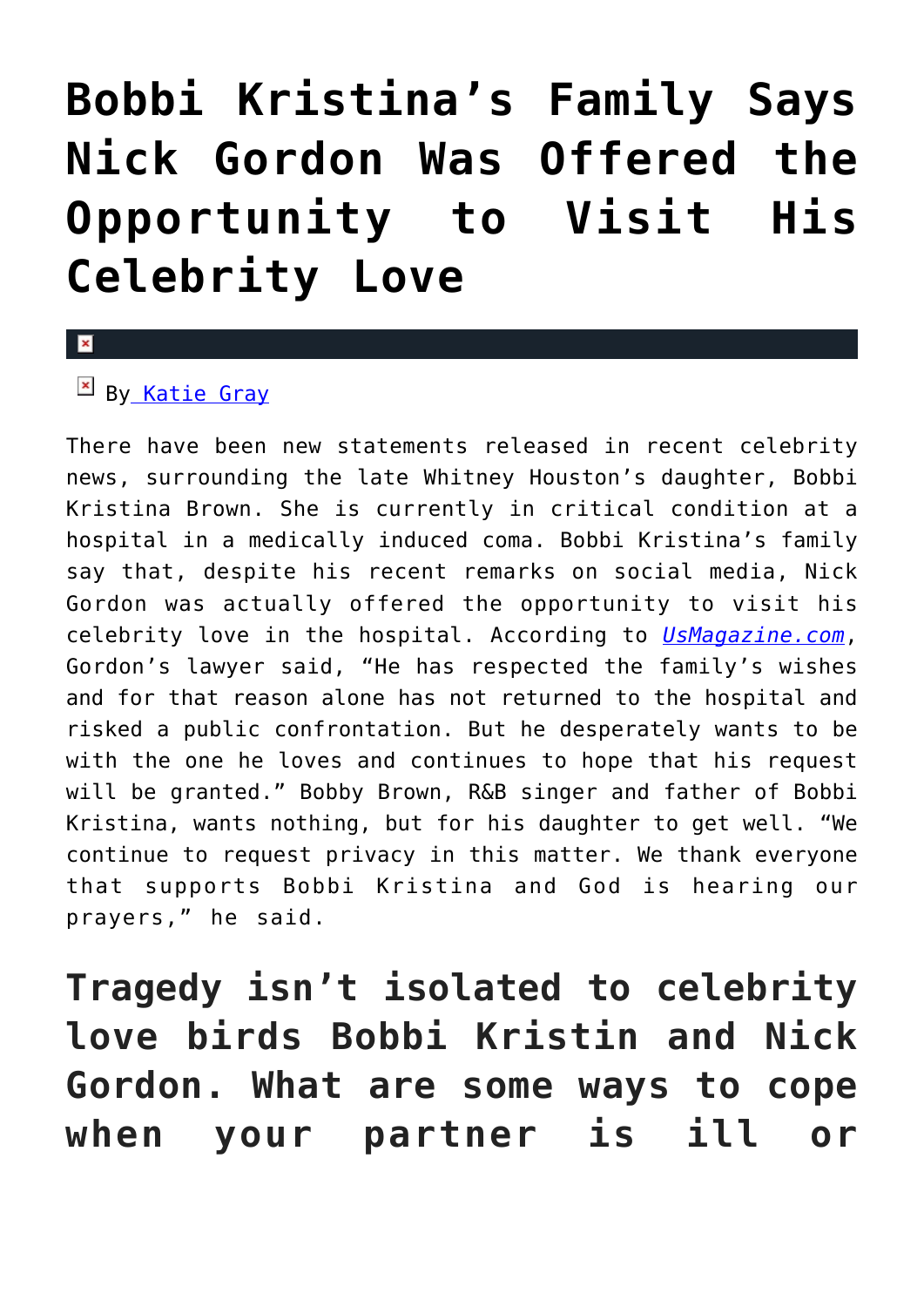# Bobbi Kristina's Family Says Nick Gordon Was Offered the Opportunity to Visit His Celebrity Love

By [Katie Gray]

There have been new statements released in recent celebrity news, surrounding the late Whitney Houston's daughter, Bobbi Kristina Brown. She is currently in critical condition at a hospital in a medically induced coma. Bobbi Kristina's family say that, despite his recent remarks on social media, Nick Gordon was actually offered the opportunity to visit his celebrity love in the hospital. According to *UsMagazine.com*, Gordon's lawyer said, "He has respected the family's wishes and for that reason alone has not returned to the hospital and risked a public confrontation. But he desperately wants to be with the one he loves and continues to hope that his request will be granted." Bobby Brown, R&B singer and father of Bobbi Kristina, wants nothing, but for his daughter to get well. "We continue to request privacy in this matter. We thank everyone that supports Bobbi Kristina and God is hearing our prayers," he said.

## Tragedy isn't isolated to celebrity love birds Bobbi Kristin and Nick Gordon. What are some ways to cope when your partner is ill or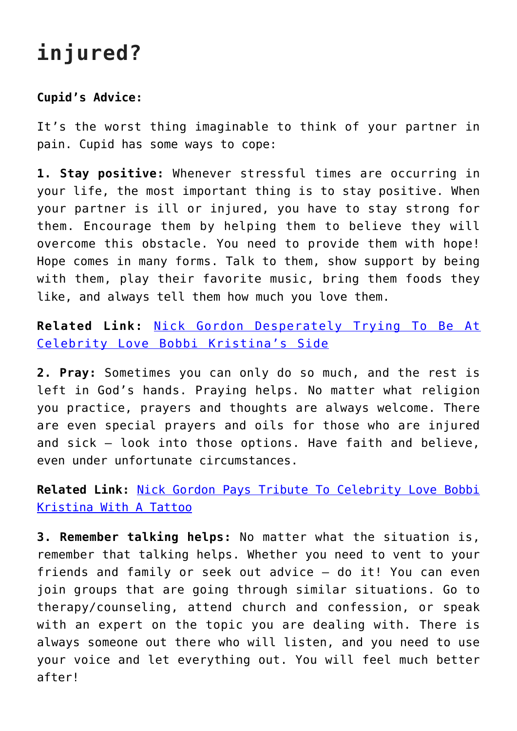# injured?

**Cupid's Advice:**

It's the worst thing imaginable to think of your partner in pain. Cupid has some ways to cope:

**1. Stay positive:** Whenever stressful times are occurring in your life, the most important thing is to stay positive. When your partner is ill or injured, you have to stay strong for them. Encourage them by helping them to believe they will overcome this obstacle. You need to provide them with hope! Hope comes in many forms. Talk to them, show support by being with them, play their favorite music, bring them foods they like, and always tell them how much you love them.

**Related Link:** [Nick Gordon Desperately Trying To Be At Celebrity Love Bobbi Kristina's Side]()

**2. Pray:** Sometimes you can only do so much, and the rest is left in God's hands. Praying helps. No matter what religion you practice, prayers and thoughts are always welcome. There are even special prayers and oils for those who are injured and sick – look into those options. Have faith and believe, even under unfortunate circumstances.

**Related Link:** [Nick Gordon Pays Tribute To Celebrity Love Bobbi Kristina With A Tattoo]()

**3. Remember talking helps:** No matter what the situation is, remember that talking helps. Whether you need to vent to your friends and family or seek out advice – do it! You can even join groups that are going through similar situations. Go to therapy/counseling, attend church and confession, or speak with an expert on the topic you are dealing with. There is always someone out there who will listen, and you need to use your voice and let everything out. You will feel much better after!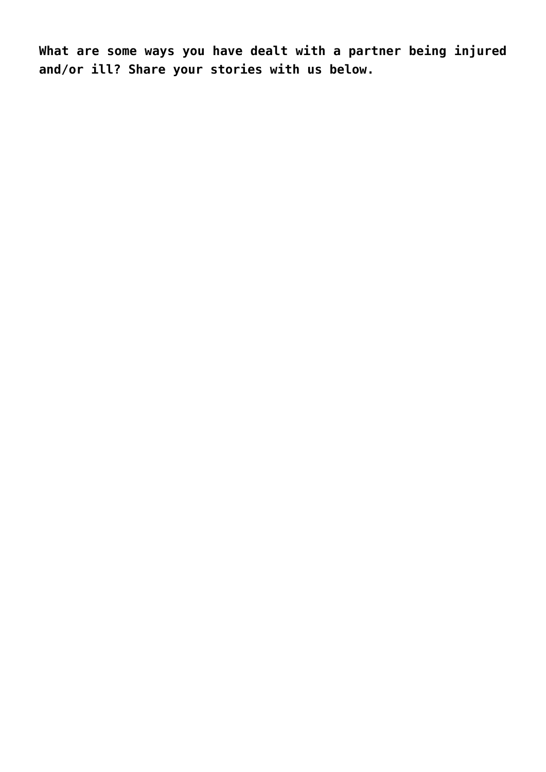**What are some ways you have dealt with a partner being injured and/or ill? Share your stories with us below.**